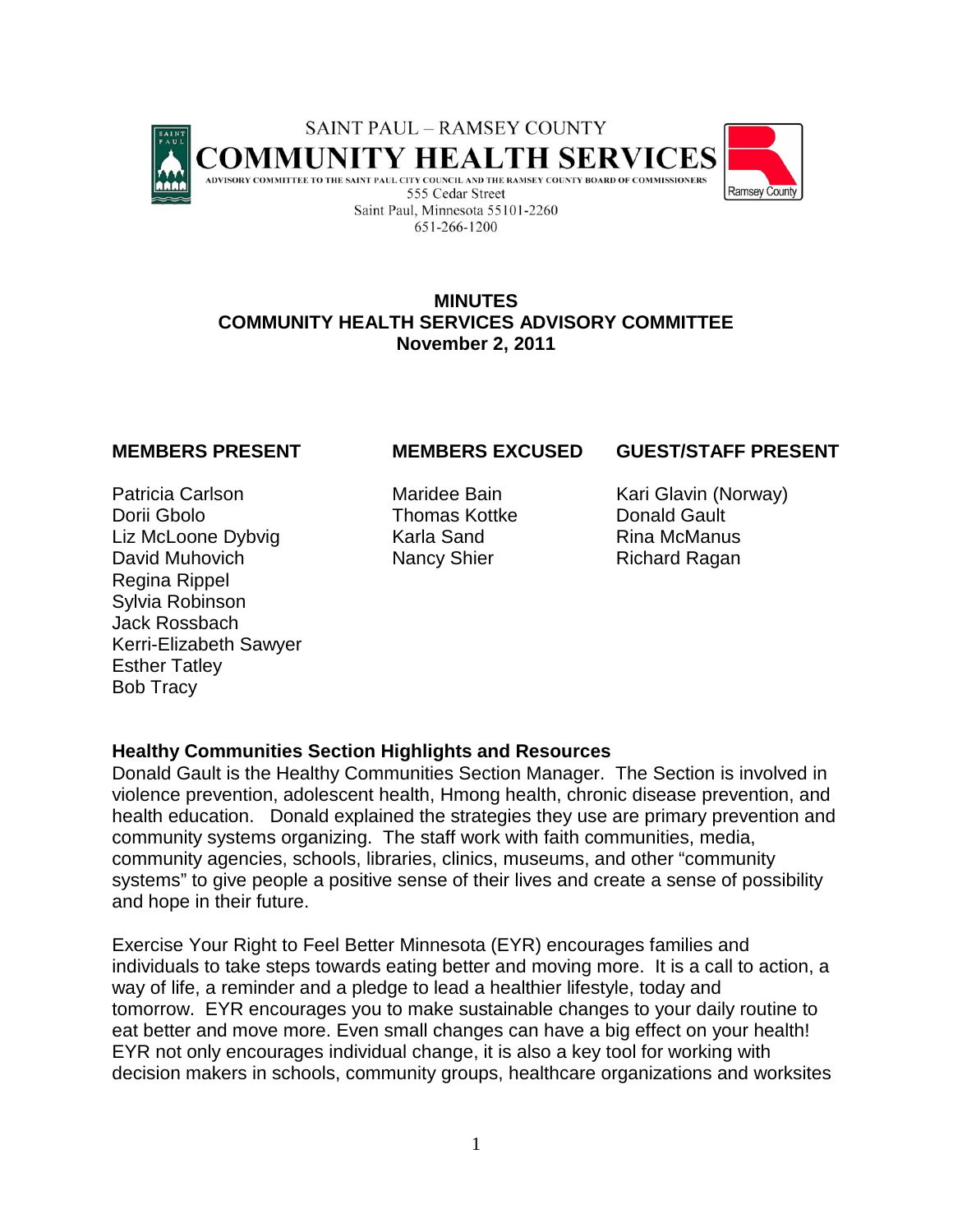SAINT PAUL – RAMSEY COUNTY

# COMMUNITY HEALTH SERVICES

ADVISORY COMMITTEE TO THE SAINT PAUL CITY COUNCIL AND THE RAMSEY COUNTY BOARD OF COMMISSIONERS

555 Cedar Street
Saint Paul, Minnesota 55101-2260
651-266-1200

## MINUTES
## COMMUNITY HEALTH SERVICES ADVISORY COMMITTEE
## November 2, 2011

| MEMBERS PRESENT | MEMBERS EXCUSED | GUEST/STAFF PRESENT |
|---|---|---|
| Patricia Carlson | Maridee Bain | Kari Glavin (Norway) |
| Dorii Gbolo | Thomas Kottke | Donald Gault |
| Liz McLoone Dybvig | Karla Sand | Rina McManus |
| David Muhovich | Nancy Shier | Richard Ragan |
| Regina Rippel | | |
| Sylvia Robinson | | |
| Jack Rossbach | | |
| Kerri-Elizabeth Sawyer | | |
| Esther Tatley | | |
| Bob Tracy | | |

**Healthy Communities Section Highlights and Resources**

Donald Gault is the Healthy Communities Section Manager. The Section is involved in violence prevention, adolescent health, Hmong health, chronic disease prevention, and health education. Donald explained the strategies they use are primary prevention and community systems organizing. The staff work with faith communities, media, community agencies, schools, libraries, clinics, museums, and other "community systems" to give people a positive sense of their lives and create a sense of possibility and hope in their future.

Exercise Your Right to Feel Better Minnesota (EYR) encourages families and individuals to take steps towards eating better and moving more. It is a call to action, a way of life, a reminder and a pledge to lead a healthier lifestyle, today and tomorrow. EYR encourages you to make sustainable changes to your daily routine to eat better and move more. Even small changes can have a big effect on your health! EYR not only encourages individual change, it is also a key tool for working with decision makers in schools, community groups, healthcare organizations and worksites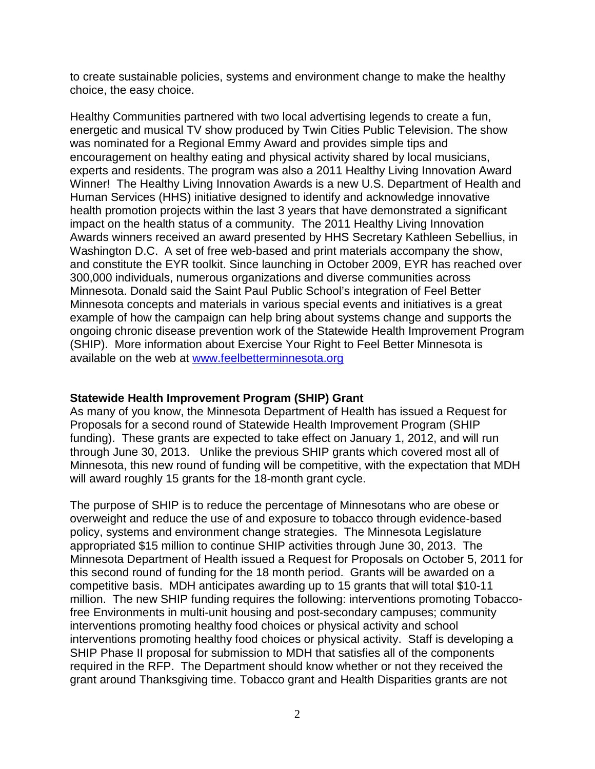to create sustainable policies, systems and environment change to make the healthy choice, the easy choice.

Healthy Communities partnered with two local advertising legends to create a fun, energetic and musical TV show produced by Twin Cities Public Television. The show was nominated for a Regional Emmy Award and provides simple tips and encouragement on healthy eating and physical activity shared by local musicians, experts and residents. The program was also a 2011 Healthy Living Innovation Award Winner! The Healthy Living Innovation Awards is a new U.S. Department of Health and Human Services (HHS) initiative designed to identify and acknowledge innovative health promotion projects within the last 3 years that have demonstrated a significant impact on the health status of a community. The 2011 Healthy Living Innovation Awards winners received an award presented by HHS Secretary Kathleen Sebellius, in Washington D.C. A set of free web-based and print materials accompany the show, and constitute the EYR toolkit. Since launching in October 2009, EYR has reached over 300,000 individuals, numerous organizations and diverse communities across Minnesota. Donald said the Saint Paul Public School's integration of Feel Better Minnesota concepts and materials in various special events and initiatives is a great example of how the campaign can help bring about systems change and supports the ongoing chronic disease prevention work of the Statewide Health Improvement Program (SHIP). More information about Exercise Your Right to Feel Better Minnesota is available on the web at [www.feelbetterminnesota.org](http://www.feelbetterminnesota.org)

**Statewide Health Improvement Program (SHIP) Grant**

As many of you know, the Minnesota Department of Health has issued a Request for Proposals for a second round of Statewide Health Improvement Program (SHIP funding). These grants are expected to take effect on January 1, 2012, and will run through June 30, 2013. Unlike the previous SHIP grants which covered most all of Minnesota, this new round of funding will be competitive, with the expectation that MDH will award roughly 15 grants for the 18-month grant cycle.

The purpose of SHIP is to reduce the percentage of Minnesotans who are obese or overweight and reduce the use of and exposure to tobacco through evidence-based policy, systems and environment change strategies. The Minnesota Legislature appropriated $15 million to continue SHIP activities through June 30, 2013. The Minnesota Department of Health issued a Request for Proposals on October 5, 2011 for this second round of funding for the 18 month period. Grants will be awarded on a competitive basis. MDH anticipates awarding up to 15 grants that will total $10-11 million. The new SHIP funding requires the following: interventions promoting Tobacco-free Environments in multi-unit housing and post-secondary campuses; community interventions promoting healthy food choices or physical activity and school interventions promoting healthy food choices or physical activity. Staff is developing a SHIP Phase II proposal for submission to MDH that satisfies all of the components required in the RFP. The Department should know whether or not they received the grant around Thanksgiving time. Tobacco grant and Health Disparities grants are not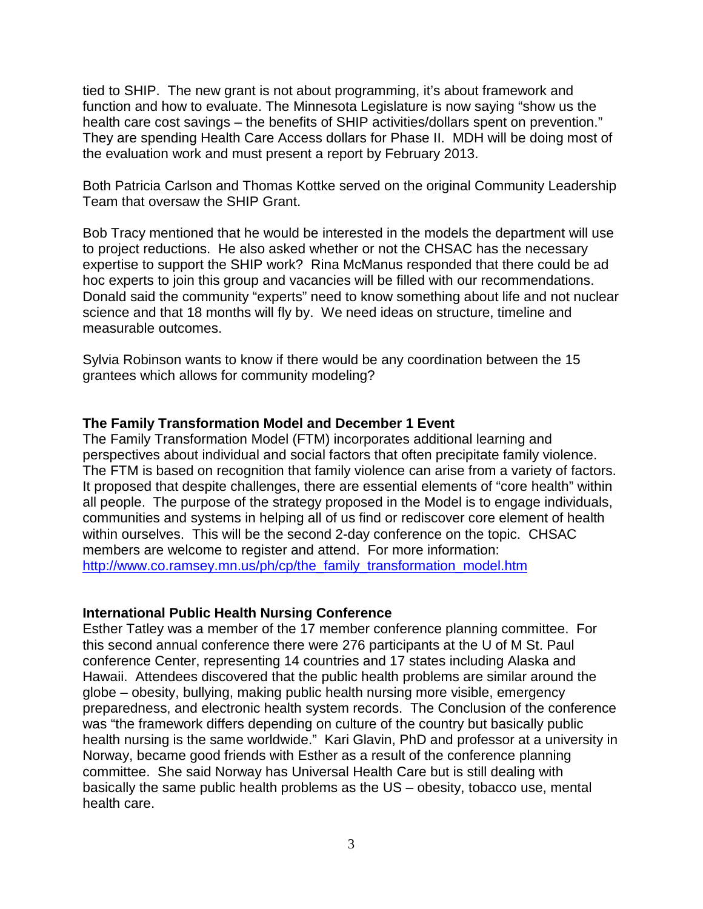tied to SHIP. The new grant is not about programming, it's about framework and function and how to evaluate. The Minnesota Legislature is now saying "show us the health care cost savings – the benefits of SHIP activities/dollars spent on prevention." They are spending Health Care Access dollars for Phase II. MDH will be doing most of the evaluation work and must present a report by February 2013.

Both Patricia Carlson and Thomas Kottke served on the original Community Leadership Team that oversaw the SHIP Grant.

Bob Tracy mentioned that he would be interested in the models the department will use to project reductions. He also asked whether or not the CHSAC has the necessary expertise to support the SHIP work? Rina McManus responded that there could be ad hoc experts to join this group and vacancies will be filled with our recommendations. Donald said the community "experts" need to know something about life and not nuclear science and that 18 months will fly by. We need ideas on structure, timeline and measurable outcomes.

Sylvia Robinson wants to know if there would be any coordination between the 15 grantees which allows for community modeling?

**The Family Transformation Model and December 1 Event**

The Family Transformation Model (FTM) incorporates additional learning and perspectives about individual and social factors that often precipitate family violence. The FTM is based on recognition that family violence can arise from a variety of factors. It proposed that despite challenges, there are essential elements of "core health" within all people. The purpose of the strategy proposed in the Model is to engage individuals, communities and systems in helping all of us find or rediscover core element of health within ourselves. This will be the second 2-day conference on the topic. CHSAC members are welcome to register and attend. For more information: [http://www.co.ramsey.mn.us/ph/cp/the_family_transformation_model.htm](http://www.co.ramsey.mn.us/ph/cp/the_family_transformation_model.htm)

**International Public Health Nursing Conference**

Esther Tatley was a member of the 17 member conference planning committee. For this second annual conference there were 276 participants at the U of M St. Paul conference Center, representing 14 countries and 17 states including Alaska and Hawaii. Attendees discovered that the public health problems are similar around the globe – obesity, bullying, making public health nursing more visible, emergency preparedness, and electronic health system records. The Conclusion of the conference was "the framework differs depending on culture of the country but basically public health nursing is the same worldwide." Kari Glavin, PhD and professor at a university in Norway, became good friends with Esther as a result of the conference planning committee. She said Norway has Universal Health Care but is still dealing with basically the same public health problems as the US – obesity, tobacco use, mental health care.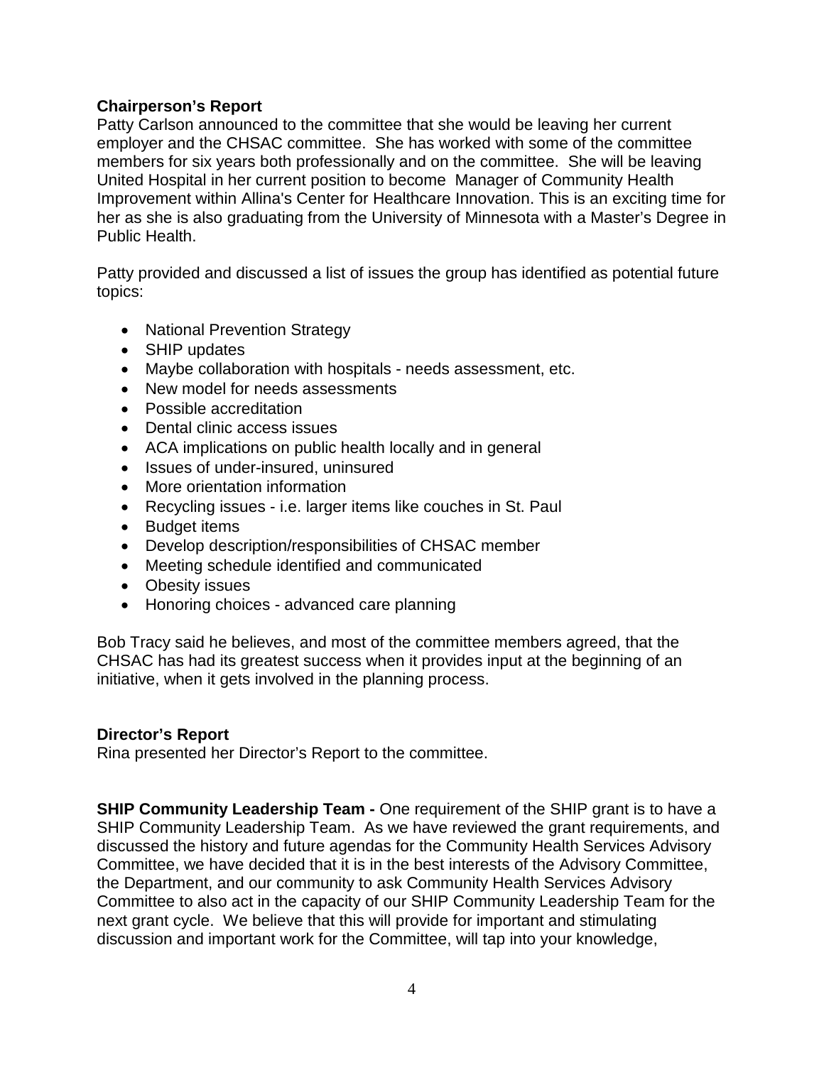**Chairperson's Report**

Patty Carlson announced to the committee that she would be leaving her current employer and the CHSAC committee. She has worked with some of the committee members for six years both professionally and on the committee. She will be leaving United Hospital in her current position to become Manager of Community Health Improvement within Allina's Center for Healthcare Innovation. This is an exciting time for her as she is also graduating from the University of Minnesota with a Master's Degree in Public Health.

Patty provided and discussed a list of issues the group has identified as potential future topics:

- National Prevention Strategy
- SHIP updates
- Maybe collaboration with hospitals - needs assessment, etc.
- New model for needs assessments
- Possible accreditation
- Dental clinic access issues
- ACA implications on public health locally and in general
- Issues of under-insured, uninsured
- More orientation information
- Recycling issues - i.e. larger items like couches in St. Paul
- Budget items
- Develop description/responsibilities of CHSAC member
- Meeting schedule identified and communicated
- Obesity issues
- Honoring choices - advanced care planning

Bob Tracy said he believes, and most of the committee members agreed, that the CHSAC has had its greatest success when it provides input at the beginning of an initiative, when it gets involved in the planning process.

**Director's Report**

Rina presented her Director's Report to the committee.

**SHIP Community Leadership Team -** One requirement of the SHIP grant is to have a SHIP Community Leadership Team. As we have reviewed the grant requirements, and discussed the history and future agendas for the Community Health Services Advisory Committee, we have decided that it is in the best interests of the Advisory Committee, the Department, and our community to ask Community Health Services Advisory Committee to also act in the capacity of our SHIP Community Leadership Team for the next grant cycle. We believe that this will provide for important and stimulating discussion and important work for the Committee, will tap into your knowledge,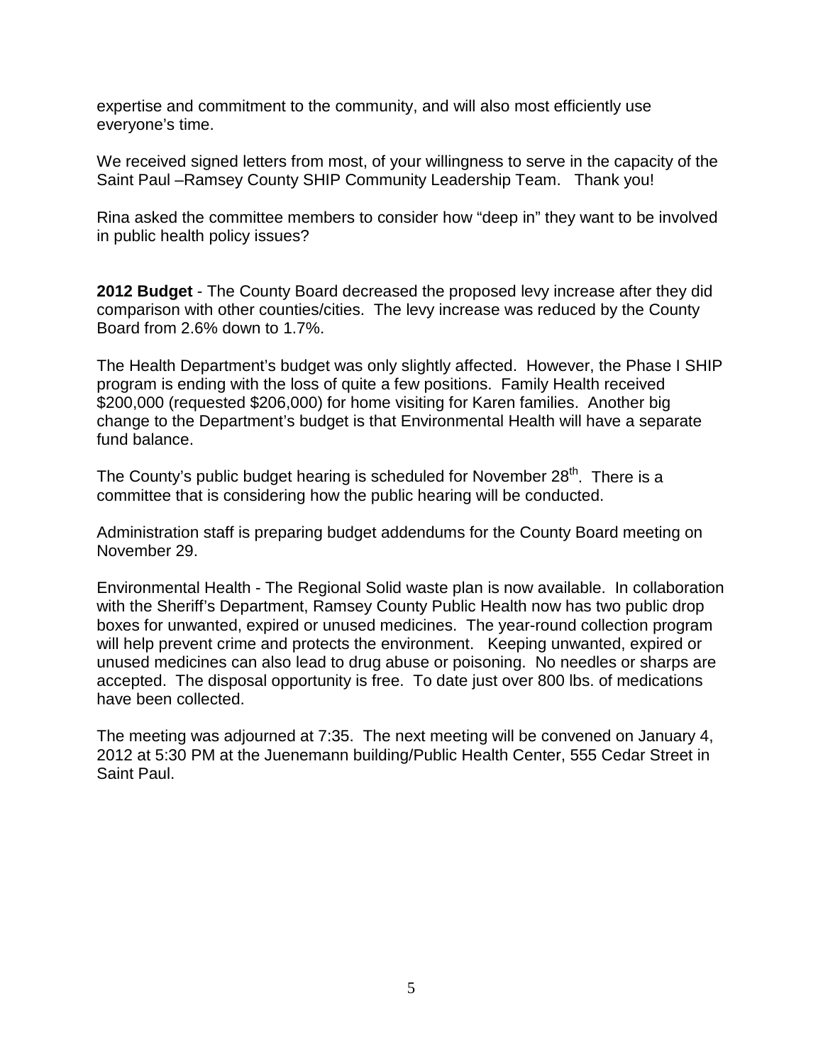expertise and commitment to the community, and will also most efficiently use everyone's time.

We received signed letters from most, of your willingness to serve in the capacity of the Saint Paul –Ramsey County SHIP Community Leadership Team. Thank you!

Rina asked the committee members to consider how "deep in" they want to be involved in public health policy issues?

**2012 Budget** - The County Board decreased the proposed levy increase after they did comparison with other counties/cities. The levy increase was reduced by the County Board from 2.6% down to 1.7%.

The Health Department's budget was only slightly affected. However, the Phase I SHIP program is ending with the loss of quite a few positions. Family Health received $200,000 (requested $206,000) for home visiting for Karen families. Another big change to the Department's budget is that Environmental Health will have a separate fund balance.

The County's public budget hearing is scheduled for November 28th. There is a committee that is considering how the public hearing will be conducted.

Administration staff is preparing budget addendums for the County Board meeting on November 29.

Environmental Health - The Regional Solid waste plan is now available. In collaboration with the Sheriff's Department, Ramsey County Public Health now has two public drop boxes for unwanted, expired or unused medicines. The year-round collection program will help prevent crime and protects the environment. Keeping unwanted, expired or unused medicines can also lead to drug abuse or poisoning. No needles or sharps are accepted. The disposal opportunity is free. To date just over 800 lbs. of medications have been collected.

The meeting was adjourned at 7:35. The next meeting will be convened on January 4, 2012 at 5:30 PM at the Juenemann building/Public Health Center, 555 Cedar Street in Saint Paul.